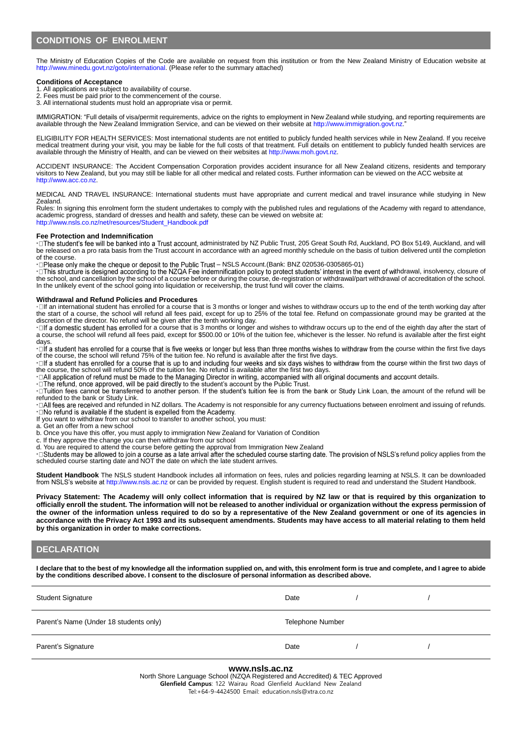## CONDITIONS OF ENROLMENT

The Ministry of Education Copies of the Code are available on request from this institution or from the New Zealand Ministry of Education website at http://www.minedu.govt.nz/goto/international. (Please refer to the summary attached)

**Conditions of Acceptance**

1. All applications are subject to availability of course.
2. Fees must be paid prior to the commencement of the course.
3. All international students must hold an appropriate visa or permit.

IMMIGRATION: "Full details of visa/permit requirements, advice on the rights to employment in New Zealand while studying, and reporting requirements are available through the New Zealand Immigration Service, and can be viewed on their website at http://www.immigration.govt.nz."

ELIGIBILITY FOR HEALTH SERVICES: Most international students are not entitled to publicly funded health services while in New Zealand. If you receive medical treatment during your visit, you may be liable for the full costs of that treatment. Full details on entitlement to publicly funded health services are available through the Ministry of Health, and can be viewed on their websites at http://www.moh.govt.nz.

ACCIDENT INSURANCE: The Accident Compensation Corporation provides accident insurance for all New Zealand citizens, residents and temporary visitors to New Zealand, but you may still be liable for all other medical and related costs. Further information can be viewed on the ACC website at http://www.acc.co.nz.

MEDICAL AND TRAVEL INSURANCE: International students must have appropriate and current medical and travel insurance while studying in New Zealand.
Rules: In signing this enrolment form the student undertakes to comply with the published rules and regulations of the Academy with regard to attendance, academic progress, standard of dresses and health and safety, these can be viewed on website at: http://www.nsls.co.nz/net/resources/Student_Handbook.pdf

**Fee Protection and Indemnification**

- The student's fee will be banked into a Trust account, administrated by NZ Public Trust, 205 Great South Rd, Auckland, PO Box 5149, Auckland, and will be released on a pro rata basis from the Trust account in accordance with an agreed monthly schedule on the basis of tuition delivered until the completion of the course.
- Please only make the cheque or deposit to the Public Trust – NSLS Account.(Bank: BNZ 020536-0305865-01)
- This structure is designed according to the NZQA Fee indemnification policy to protect students' interest in the event of withdrawal, insolvency, closure of the school, and cancellation by the school of a course before or during the course, de-registration or withdrawal/part withdrawal of accreditation of the school. In the unlikely event of the school going into liquidation or receivership, the trust fund will cover the claims.

**Withdrawal and Refund Policies and Procedures**

- If an international student has enrolled for a course that is 3 months or longer and wishes to withdraw occurs up to the end of the tenth working day after the start of a course, the school will refund all fees paid, except for up to 25% of the total fee. Refund on compassionate ground may be granted at the discretion of the director. No refund will be given after the tenth working day.
- If a domestic student has enrolled for a course that is 3 months or longer and wishes to withdraw occurs up to the end of the eighth day after the start of a course, the school will refund all fees paid, except for $500.00 or 10% of the tuition fee, whichever is the lesser. No refund is available after the first eight days.
- If a student has enrolled for a course that is five weeks or longer but less than three months wishes to withdraw from the course within the first five days of the course, the school will refund 75% of the tuition fee. No refund is available after the first five days.
- If a student has enrolled for a course that is up to and including four weeks and six days wishes to withdraw from the course within the first two days of the course, the school will refund 50% of the tuition fee. No refund is available after the first two days.
- All application of refund must be made to the Managing Director in writing, accompanied with all original documents and account details.
- The refund, once approved, will be paid directly to the student's account by the Public Trust.
- Tuition fees cannot be transferred to another person. If the student's tuition fee is from the bank or Study Link Loan, the amount of the refund will be refunded to the bank or Study Link.
- All fees are received and refunded in NZ dollars. The Academy is not responsible for any currency fluctuations between enrolment and issuing of refunds.
- No refund is available if the student is expelled from the Academy.

If you want to withdraw from our school to transfer to another school, you must:

a. Get an offer from a new school
b. Once you have this offer, you must apply to immigration New Zealand for Variation of Condition
c. If they approve the change you can then withdraw from our school
d. You are required to attend the course before getting the approval from Immigration New Zealand

- Students may be allowed to join a course as a late arrival after the scheduled course starting date. The provision of NSLS's refund policy applies from the scheduled course starting date and NOT the date on which the late student arrives.

**Student Handbook** The NSLS student Handbook includes all information on fees, rules and policies regarding learning at NSLS. It can be downloaded from NSLS's website at http://www.nsls.ac.nz or can be provided by request. English student is required to read and understand the Student Handbook.

**Privacy Statement: The Academy will only collect information that is required by NZ law or that is required by this organization to officially enroll the student. The information will not be released to another individual or organization without the express permission of the owner of the information unless required to do so by a representative of the New Zealand government or one of its agencies in accordance with the Privacy Act 1993 and its subsequent amendments. Students may have access to all material relating to them held by this organization in order to make corrections.**

## DECLARATION

**I declare that to the best of my knowledge all the information supplied on, and with, this enrolment form is true and complete, and I agree to abide by the conditions described above. I consent to the disclosure of personal information as described above.**

| | | | | |
|---|---|---|---|---|
| Student Signature | Date | / | / | |
| Parent's Name (Under 18 students only) | Telephone Number | | | |
| Parent's Signature | Date | / | / | |

**www.nsls.ac.nz**
North Shore Language School (NZQA Registered and Accredited) & TEC Approved
**Glenfield Campus**: 122 Wairau Road Glenfield Auckland New Zealand
Tel:+64-9-4424500 Email: education.nsls@xtra.co.nz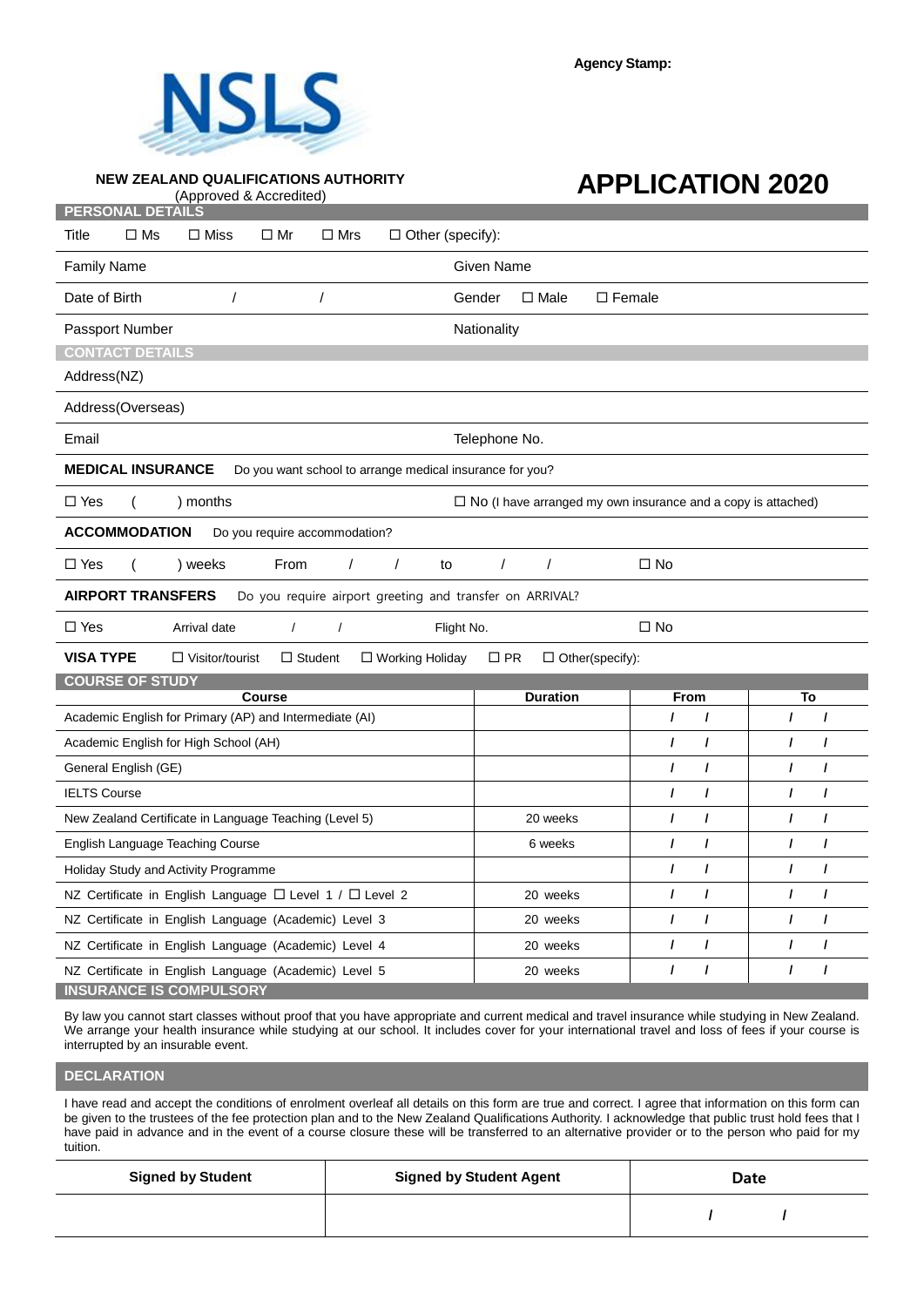Agency Stamp:

NSLS

**NEW ZEALAND QUALIFICATIONS AUTHORITY**
(Approved & Accredited)

# APPLICATION 2020

## PERSONAL DETAILS

Title ☐ Ms ☐ Miss ☐ Mr ☐ Mrs ☐ Other (specify):

Family Name | Given Name

Date of Birth / / | Gender ☐ Male ☐ Female

Passport Number | Nationality

## CONTACT DETAILS

Address(NZ)

Address(Overseas)

Email | Telephone No.

**MEDICAL INSURANCE** Do you want school to arrange medical insurance for you?

☐ Yes ( ) months ☐ No (I have arranged my own insurance and a copy is attached)

**ACCOMMODATION** Do you require accommodation?

☐ Yes ( ) weeks From / / to / / ☐ No

**AIRPORT TRANSFERS** Do you require airport greeting and transfer on ARRIVAL?

☐ Yes Arrival date / / Flight No. ☐ No

**VISA TYPE** ☐ Visitor/tourist ☐ Student ☐ Working Holiday ☐ PR ☐ Other(specify):

## COURSE OF STUDY

| Course | Duration | From | To |
|---|---|---|---|
| Academic English for Primary (AP) and Intermediate (AI) | | / / | / / |
| Academic English for High School (AH) | | / / | / / |
| General English (GE) | | / / | / / |
| IELTS Course | | / / | / / |
| New Zealand Certificate in Language Teaching (Level 5) | 20 weeks | / / | / / |
| English Language Teaching Course | 6 weeks | / / | / / |
| Holiday Study and Activity Programme | | / / | / / |
| NZ Certificate in English Language ☐ Level 1 / ☐ Level 2 | 20 weeks | / / | / / |
| NZ Certificate in English Language (Academic) Level 3 | 20 weeks | / / | / / |
| NZ Certificate in English Language (Academic) Level 4 | 20 weeks | / / | / / |
| NZ Certificate in English Language (Academic) Level 5 | 20 weeks | / / | / / |

## INSURANCE IS COMPULSORY

By law you cannot start classes without proof that you have appropriate and current medical and travel insurance while studying in New Zealand. We arrange your health insurance while studying at our school. It includes cover for your international travel and loss of fees if your course is interrupted by an insurable event.

## DECLARATION

I have read and accept the conditions of enrolment overleaf all details on this form are true and correct. I agree that information on this form can be given to the trustees of the fee protection plan and to the New Zealand Qualifications Authority. I acknowledge that public trust hold fees that I have paid in advance and in the event of a course closure these will be transferred to an alternative provider or to the person who paid for my tuition.

| Signed by Student | Signed by Student Agent | Date |
|---|---|---|
| | | / / |